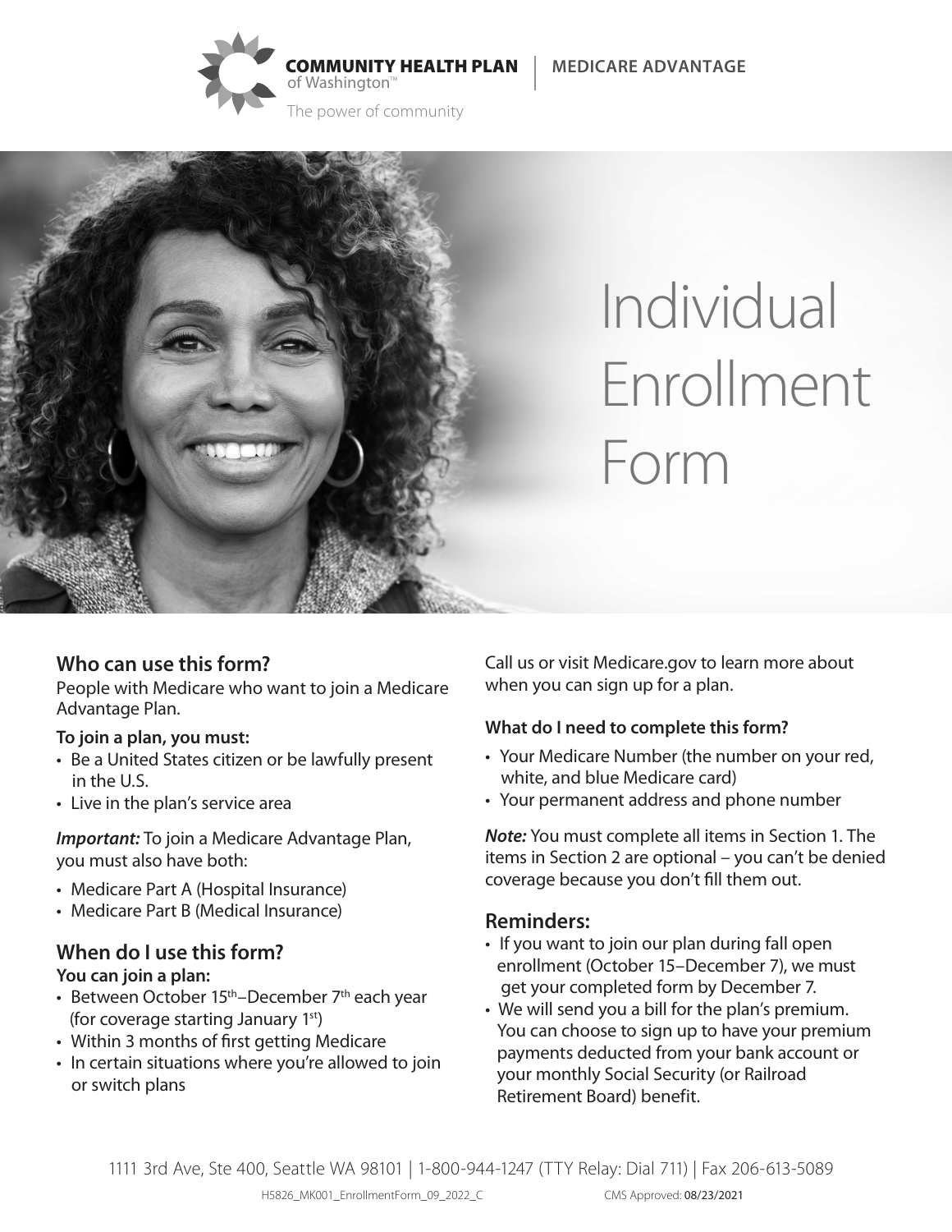COMMUNITY HEALTH PLAN of Washington™ | MEDICARE ADVANTAGE

The power of community

# Individual Enrollment Form

## Who can use this form?

People with Medicare who want to join a Medicare Advantage Plan.

**To join a plan, you must:**

- Be a United States citizen or be lawfully present in the U.S.
- Live in the plan's service area

***Important:*** To join a Medicare Advantage Plan, you must also have both:

- Medicare Part A (Hospital Insurance)
- Medicare Part B (Medical Insurance)

## When do I use this form?

**You can join a plan:**

- Between October 15th–December 7th each year (for coverage starting January 1st)
- Within 3 months of first getting Medicare
- In certain situations where you're allowed to join or switch plans

Call us or visit Medicare.gov to learn more about when you can sign up for a plan.

**What do I need to complete this form?**

- Your Medicare Number (the number on your red, white, and blue Medicare card)
- Your permanent address and phone number

***Note:*** You must complete all items in Section 1. The items in Section 2 are optional – you can't be denied coverage because you don't fill them out.

## Reminders:

- If you want to join our plan during fall open enrollment (October 15–December 7), we must get your completed form by December 7.
- We will send you a bill for the plan's premium. You can choose to sign up to have your premium payments deducted from your bank account or your monthly Social Security (or Railroad Retirement Board) benefit.

1111 3rd Ave, Ste 400, Seattle WA 98101 | 1-800-944-1247 (TTY Relay: Dial 711) | Fax 206-613-5089

H5826_MK001_EnrollmentForm_09_2022_C CMS Approved: 08/23/2021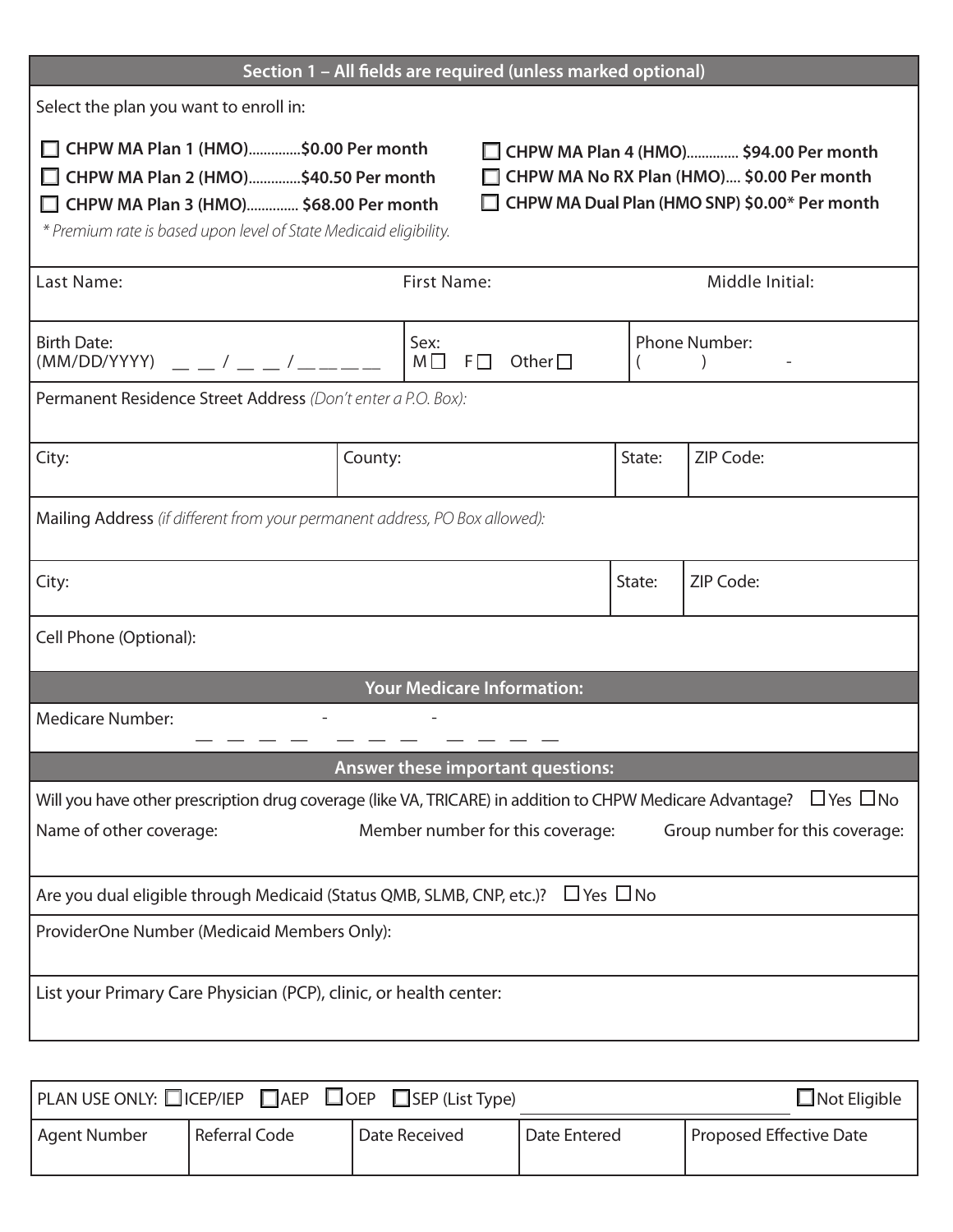## Section 1 – All fields are required (unless marked optional)

Select the plan you want to enroll in:

- ☐ **CHPW MA Plan 1 (HMO)..............$0.00 Per month**
- ☐ **CHPW MA Plan 2 (HMO)..............$40.50 Per month**
- ☐ **CHPW MA Plan 3 (HMO).............. $68.00 Per month**
- ☐ **CHPW MA Plan 4 (HMO).............. $94.00 Per month**
- ☐ **CHPW MA No RX Plan (HMO).... $0.00 Per month**
- ☐ **CHPW MA Dual Plan (HMO SNP) $0.00* Per month**

*\* Premium rate is based upon level of State Medicaid eligibility.*

| Last Name: | First Name: | Middle Initial: |
|---|---|---|
| | | |

| Birth Date: (MM/DD/YYYY) __ __ / __ __ / __ __ __ __ | Sex: M ☐ F ☐ Other ☐ | Phone Number: ( ) - |
|---|---|---|

Permanent Residence Street Address *(Don't enter a P.O. Box):*

| City: | County: | State: | ZIP Code: |
|---|---|---|---|
| | | | |

Mailing Address *(if different from your permanent address, PO Box allowed):*

| City: | State: | ZIP Code: |
|---|---|---|
| | | |

Cell Phone (Optional):

## Your Medicare Information:

Medicare Number: __ __ __ __ - __ __ __ - __ __ __ __

## Answer these important questions:

Will you have other prescription drug coverage (like VA, TRICARE) in addition to CHPW Medicare Advantage? ☐ Yes ☐ No

| Name of other coverage: | Member number for this coverage: | Group number for this coverage: |
|---|---|---|
| | | |

Are you dual eligible through Medicaid (Status QMB, SLMB, CNP, etc.)? ☐ Yes ☐ No

ProviderOne Number (Medicaid Members Only):

List your Primary Care Physician (PCP), clinic, or health center:

PLAN USE ONLY: ☐ ICEP/IEP ☐ AEP ☐ OEP ☐ SEP (List Type) ____________________ ☐ Not Eligible

| Agent Number | Referral Code | Date Received | Date Entered | Proposed Effective Date |
|---|---|---|---|---|
| | | | | |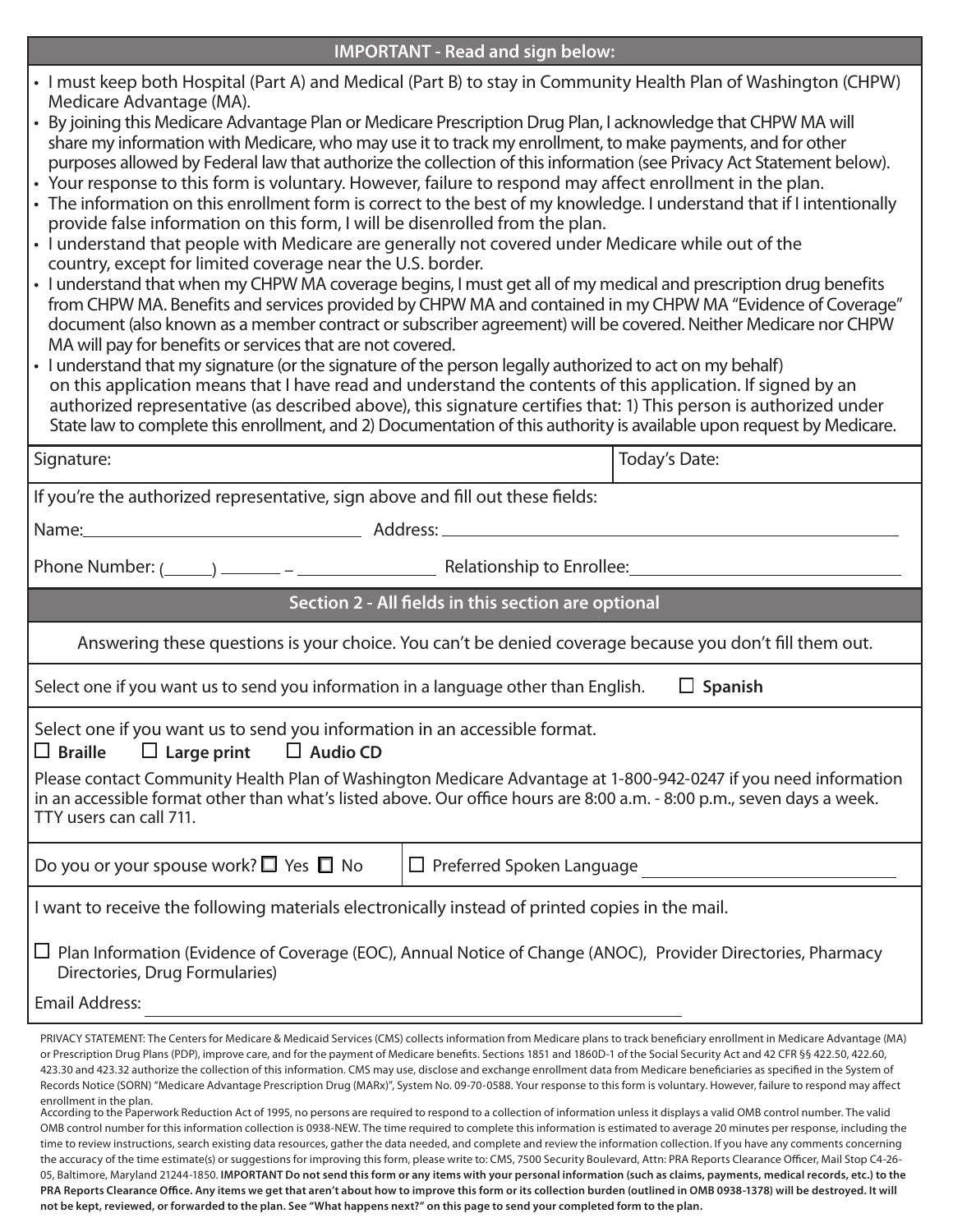## IMPORTANT - Read and sign below:

- I must keep both Hospital (Part A) and Medical (Part B) to stay in Community Health Plan of Washington (CHPW) Medicare Advantage (MA).
- By joining this Medicare Advantage Plan or Medicare Prescription Drug Plan, I acknowledge that CHPW MA will share my information with Medicare, who may use it to track my enrollment, to make payments, and for other purposes allowed by Federal law that authorize the collection of this information (see Privacy Act Statement below).
- Your response to this form is voluntary. However, failure to respond may affect enrollment in the plan.
- The information on this enrollment form is correct to the best of my knowledge. I understand that if I intentionally provide false information on this form, I will be disenrolled from the plan.
- I understand that people with Medicare are generally not covered under Medicare while out of the country, except for limited coverage near the U.S. border.
- I understand that when my CHPW MA coverage begins, I must get all of my medical and prescription drug benefits from CHPW MA. Benefits and services provided by CHPW MA and contained in my CHPW MA "Evidence of Coverage" document (also known as a member contract or subscriber agreement) will be covered. Neither Medicare nor CHPW MA will pay for benefits or services that are not covered.
- I understand that my signature (or the signature of the person legally authorized to act on my behalf) on this application means that I have read and understand the contents of this application. If signed by an authorized representative (as described above), this signature certifies that: 1) This person is authorized under State law to complete this enrollment, and 2) Documentation of this authority is available upon request by Medicare.

| Signature: | Today's Date: |
|---|---|

If you're the authorized representative, sign above and fill out these fields:

Name: ______________________ Address: ______________________

Phone Number: (____) ______ – __________ Relationship to Enrollee: ______________________

## Section 2 - All fields in this section are optional

Answering these questions is your choice. You can't be denied coverage because you don't fill them out.

Select one if you want us to send you information in a language other than English. ☐ **Spanish**

Select one if you want us to send you information in an accessible format.

☐ **Braille** ☐ **Large print** ☐ **Audio CD**

Please contact Community Health Plan of Washington Medicare Advantage at 1-800-942-0247 if you need information in an accessible format other than what's listed above. Our office hours are 8:00 a.m. - 8:00 p.m., seven days a week. TTY users can call 711.

| Do you or your spouse work? ☐ Yes ☐ No | ☐ Preferred Spoken Language ______________________ |
|---|---|

I want to receive the following materials electronically instead of printed copies in the mail.

☐ Plan Information (Evidence of Coverage (EOC), Annual Notice of Change (ANOC), Provider Directories, Pharmacy Directories, Drug Formularies)

Email Address: ______________________

PRIVACY STATEMENT: The Centers for Medicare & Medicaid Services (CMS) collects information from Medicare plans to track beneficiary enrollment in Medicare Advantage (MA) or Prescription Drug Plans (PDP), improve care, and for the payment of Medicare benefits. Sections 1851 and 1860D-1 of the Social Security Act and 42 CFR §§ 422.50, 422.60, 423.30 and 423.32 authorize the collection of this information. CMS may use, disclose and exchange enrollment data from Medicare beneficiaries as specified in the System of Records Notice (SORN) "Medicare Advantage Prescription Drug (MARx)", System No. 09-70-0588. Your response to this form is voluntary. However, failure to respond may affect enrollment in the plan.

According to the Paperwork Reduction Act of 1995, no persons are required to respond to a collection of information unless it displays a valid OMB control number. The valid OMB control number for this information collection is 0938-NEW. The time required to complete this information is estimated to average 20 minutes per response, including the time to review instructions, search existing data resources, gather the data needed, and complete and review the information collection. If you have any comments concerning the accuracy of the time estimate(s) or suggestions for improving this form, please write to: CMS, 7500 Security Boulevard, Attn: PRA Reports Clearance Officer, Mail Stop C4-26-05, Baltimore, Maryland 21244-1850. **IMPORTANT Do not send this form or any items with your personal information (such as claims, payments, medical records, etc.) to the PRA Reports Clearance Office. Any items we get that aren't about how to improve this form or its collection burden (outlined in OMB 0938-1378) will be destroyed. It will not be kept, reviewed, or forwarded to the plan. See "What happens next?" on this page to send your completed form to the plan.**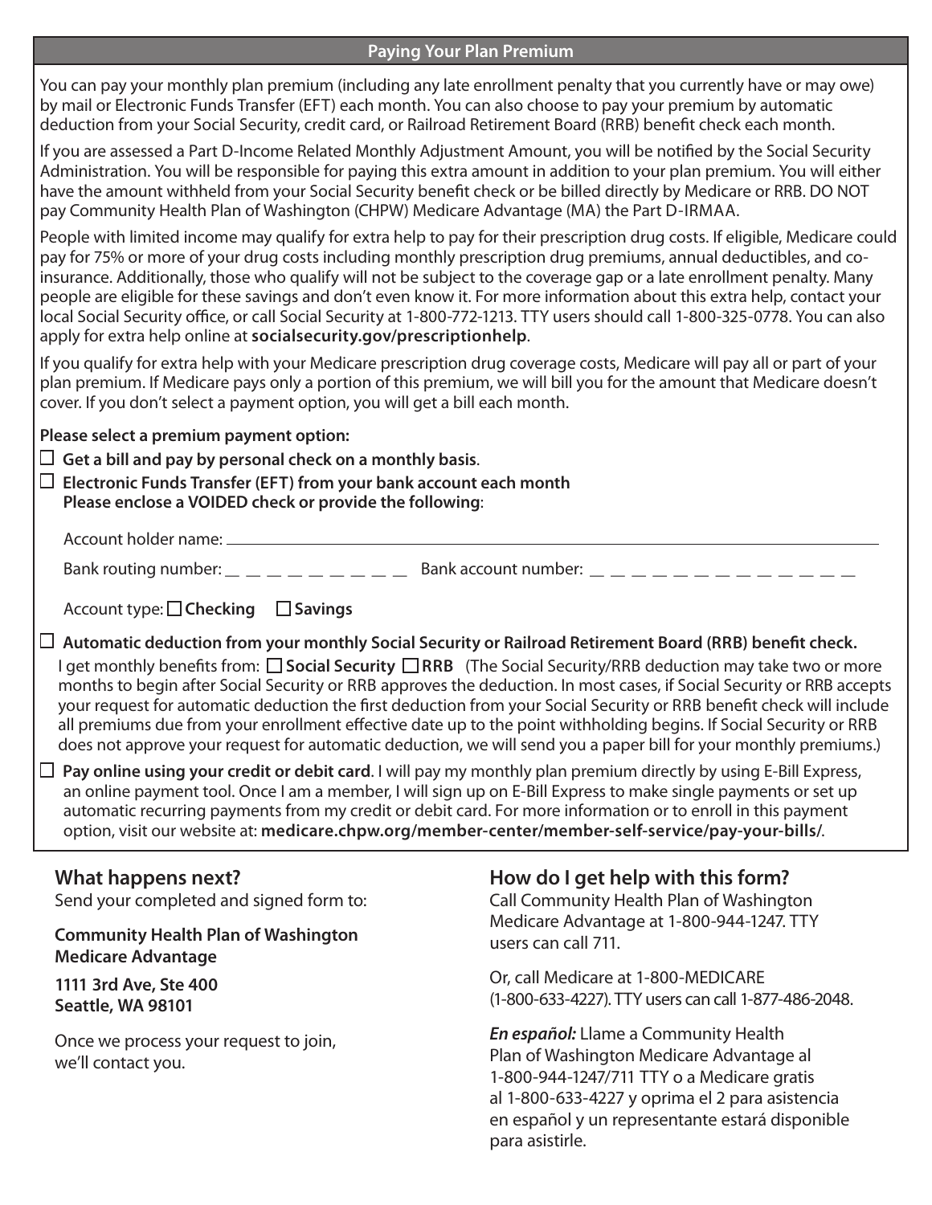## Paying Your Plan Premium

You can pay your monthly plan premium (including any late enrollment penalty that you currently have or may owe) by mail or Electronic Funds Transfer (EFT) each month. You can also choose to pay your premium by automatic deduction from your Social Security, credit card, or Railroad Retirement Board (RRB) benefit check each month.

If you are assessed a Part D-Income Related Monthly Adjustment Amount, you will be notified by the Social Security Administration. You will be responsible for paying this extra amount in addition to your plan premium. You will either have the amount withheld from your Social Security benefit check or be billed directly by Medicare or RRB. DO NOT pay Community Health Plan of Washington (CHPW) Medicare Advantage (MA) the Part D-IRMAA.

People with limited income may qualify for extra help to pay for their prescription drug costs. If eligible, Medicare could pay for 75% or more of your drug costs including monthly prescription drug premiums, annual deductibles, and co-insurance. Additionally, those who qualify will not be subject to the coverage gap or a late enrollment penalty. Many people are eligible for these savings and don't even know it. For more information about this extra help, contact your local Social Security office, or call Social Security at 1-800-772-1213. TTY users should call 1-800-325-0778. You can also apply for extra help online at **socialsecurity.gov/prescriptionhelp**.

If you qualify for extra help with your Medicare prescription drug coverage costs, Medicare will pay all or part of your plan premium. If Medicare pays only a portion of this premium, we will bill you for the amount that Medicare doesn't cover. If you don't select a payment option, you will get a bill each month.

**Please select a premium payment option:**

☐ **Get a bill and pay by personal check on a monthly basis**.

☐ **Electronic Funds Transfer (EFT) from your bank account each month**
**Please enclose a VOIDED check or provide the following**:

Account holder name: ______________________________

Bank routing number: _ _ _ _ _ _ _ _ _   Bank account number: _ _ _ _ _ _ _ _ _ _ _ _ _ _

Account type: ☐ **Checking** ☐ **Savings**

☐ **Automatic deduction from your monthly Social Security or Railroad Retirement Board (RRB) benefit check.**
I get monthly benefits from: ☐ **Social Security** ☐ **RRB** (The Social Security/RRB deduction may take two or more months to begin after Social Security or RRB approves the deduction. In most cases, if Social Security or RRB accepts your request for automatic deduction the first deduction from your Social Security or RRB benefit check will include all premiums due from your enrollment effective date up to the point withholding begins. If Social Security or RRB does not approve your request for automatic deduction, we will send you a paper bill for your monthly premiums.)

☐ **Pay online using your credit or debit card**. I will pay my monthly plan premium directly by using E-Bill Express, an online payment tool. Once I am a member, I will sign up on E-Bill Express to make single payments or set up automatic recurring payments from my credit or debit card. For more information or to enroll in this payment option, visit our website at: **medicare.chpw.org/member-center/member-self-service/pay-your-bills/**.

## What happens next?

Send your completed and signed form to:

**Community Health Plan of Washington Medicare Advantage**

**1111 3rd Ave, Ste 400**
**Seattle, WA 98101**

Once we process your request to join, we'll contact you.

## How do I get help with this form?

Call Community Health Plan of Washington Medicare Advantage at 1-800-944-1247. TTY users can call 711.

Or, call Medicare at 1-800-MEDICARE (1-800-633-4227). TTY users can call 1-877-486-2048.

***En español:*** Llame a Community Health Plan of Washington Medicare Advantage al 1-800-944-1247/711 TTY o a Medicare gratis al 1-800-633-4227 y oprima el 2 para asistencia en español y un representante estará disponible para asistirle.